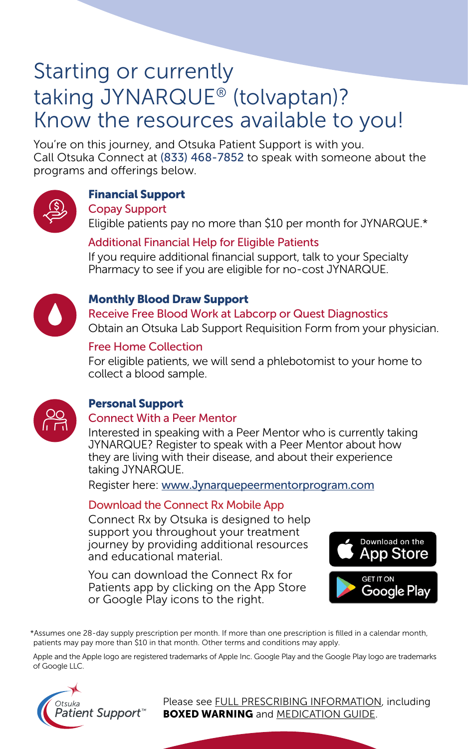# Starting or currently taking JYNARQUE® (tolvaptan)? Know the resources available to you!

You're on this journey, and Otsuka Patient Support is with you. Call Otsuka Connect at (833) 468-7852 to speak with someone about the programs and offerings below.

## Financial Support

### Copay Support

Eligible patients pay no more than $10 per month for JYNARQUE.*

### Additional Financial Help for Eligible Patients

If you require additional financial support, talk to your Specialty Pharmacy to see if you are eligible for no-cost JYNARQUE.

## Monthly Blood Draw Support

### Receive Free Blood Work at Labcorp or Quest Diagnostics

Obtain an Otsuka Lab Support Requisition Form from your physician.

### Free Home Collection

For eligible patients, we will send a phlebotomist to your home to collect a blood sample.

## Personal Support

### Connect With a Peer Mentor

Interested in speaking with a Peer Mentor who is currently taking JYNARQUE? Register to speak with a Peer Mentor about how they are living with their disease, and about their experience taking JYNARQUE.

Register here: www.Jynarquepeermentorprogram.com

### Download the Connect Rx Mobile App

Connect Rx by Otsuka is designed to help support you throughout your treatment journey by providing additional resources and educational material.

You can download the Connect Rx for Patients app by clicking on the App Store or Google Play icons to the right.

Download on the App Store

GET IT ON Google Play

*Assumes one 28-day supply prescription per month. If more than one prescription is filled in a calendar month, patients may pay more than $10 in that month. Other terms and conditions may apply.

Apple and the Apple logo are registered trademarks of Apple Inc. Google Play and the Google Play logo are trademarks of Google LLC.

Otsuka Patient Support™

Please see FULL PRESCRIBING INFORMATION, including **BOXED WARNING** and MEDICATION GUIDE.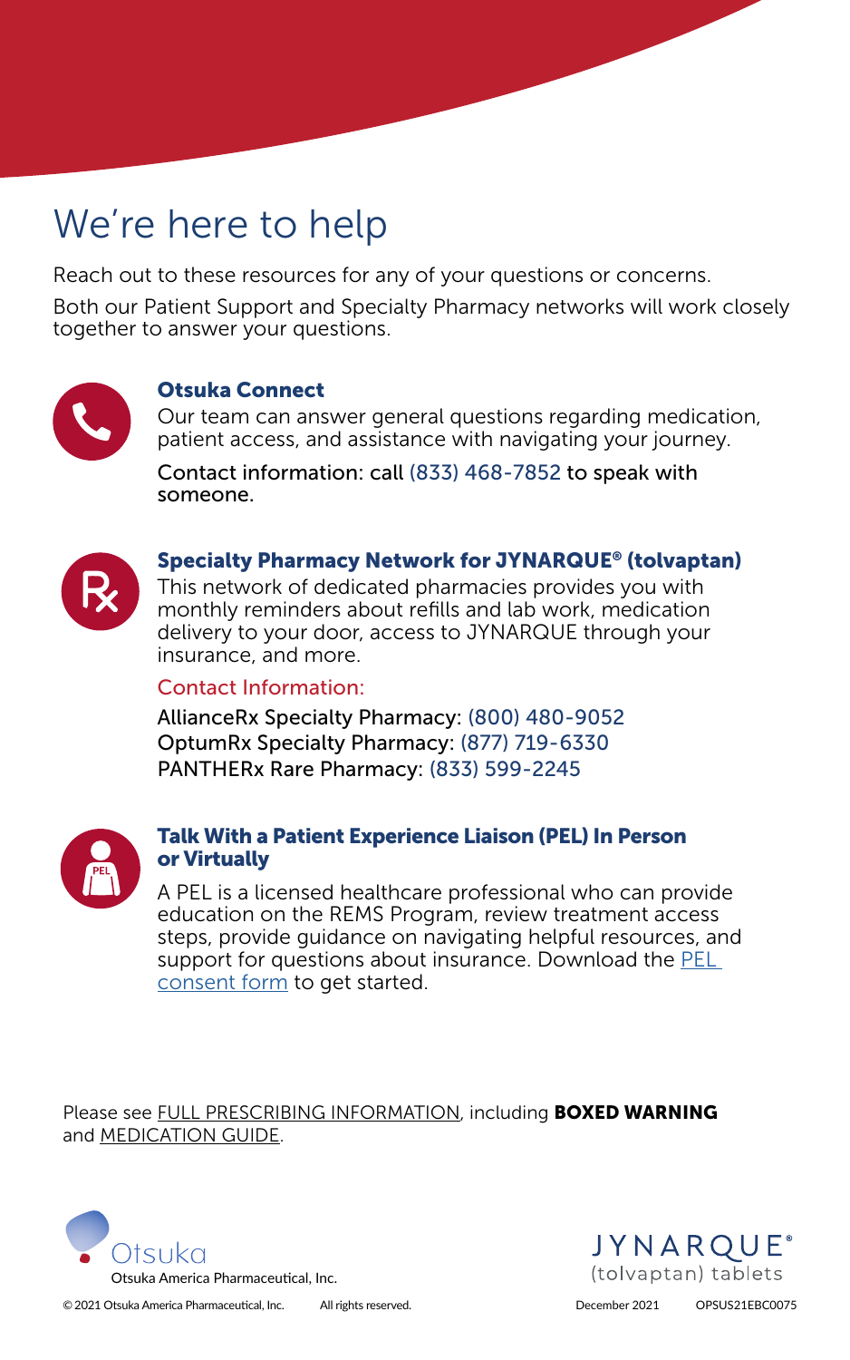# We're here to help

Reach out to these resources for any of your questions or concerns.

Both our Patient Support and Specialty Pharmacy networks will work closely together to answer your questions.

### Otsuka Connect

Our team can answer general questions regarding medication, patient access, and assistance with navigating your journey.

Contact information: call (833) 468-7852 to speak with someone.

### Specialty Pharmacy Network for JYNARQUE® (tolvaptan)

This network of dedicated pharmacies provides you with monthly reminders about refills and lab work, medication delivery to your door, access to JYNARQUE through your insurance, and more.

Contact Information:

AllianceRx Specialty Pharmacy: (800) 480-9052
OptumRx Specialty Pharmacy: (877) 719-6330
PANTHERx Rare Pharmacy: (833) 599-2245

### Talk With a Patient Experience Liaison (PEL) In Person or Virtually

A PEL is a licensed healthcare professional who can provide education on the REMS Program, review treatment access steps, provide guidance on navigating helpful resources, and support for questions about insurance. Download the PEL consent form to get started.

Please see FULL PRESCRIBING INFORMATION, including **BOXED WARNING** and MEDICATION GUIDE.

Otsuka
Otsuka America Pharmaceutical, Inc.

JYNARQUE®
(tolvaptan) tablets

© 2021 Otsuka America Pharmaceutical, Inc. All rights reserved. December 2021 OPSUS21EBC0075